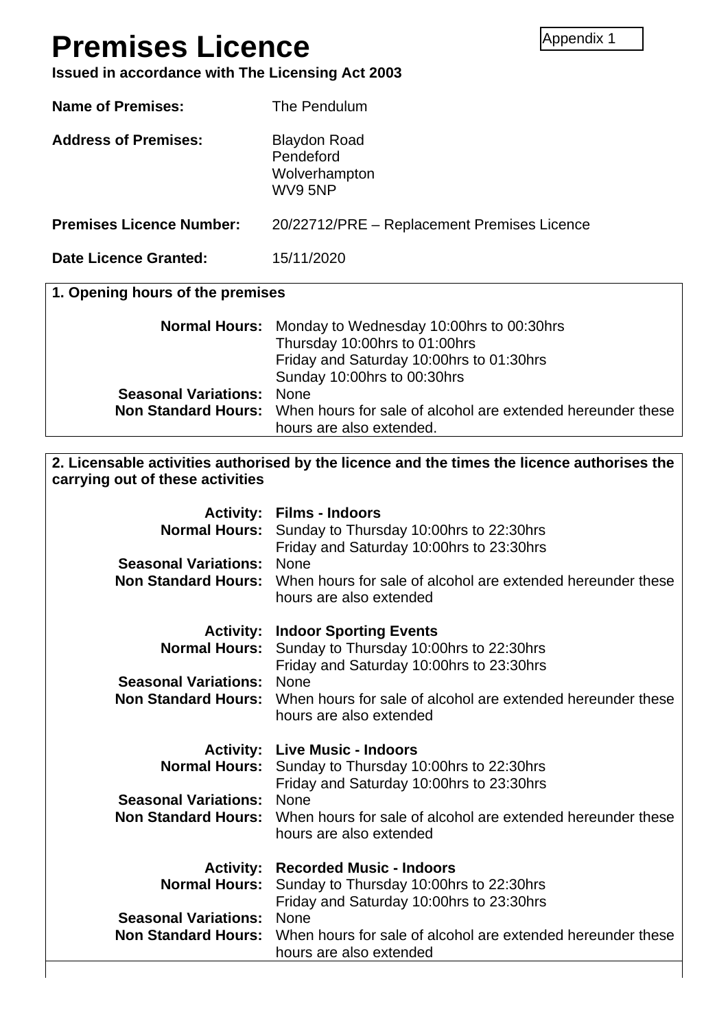Appendix 1

# Premises Licence

**Issued in accordance with The Licensing Act 2003**

**Name of Premises:** The Pendulum

**Address of Premises:** Blaydon Road
Pendeford
Wolverhampton
WV9 5NP

**Premises Licence Number:** 20/22712/PRE – Replacement Premises Licence

**Date Licence Granted:** 15/11/2020

## 1. Opening hours of the premises

**Normal Hours:** Monday to Wednesday 10:00hrs to 00:30hrs
Thursday 10:00hrs to 01:00hrs
Friday and Saturday 10:00hrs to 01:30hrs
Sunday 10:00hrs to 00:30hrs
**Seasonal Variations:** None
**Non Standard Hours:** When hours for sale of alcohol are extended hereunder these hours are also extended.

## 2. Licensable activities authorised by the licence and the times the licence authorises the carrying out of these activities

**Activity:** **Films - Indoors**
**Normal Hours:** Sunday to Thursday 10:00hrs to 22:30hrs
Friday and Saturday 10:00hrs to 23:30hrs
**Seasonal Variations:** None
**Non Standard Hours:** When hours for sale of alcohol are extended hereunder these hours are also extended

**Activity:** **Indoor Sporting Events**
**Normal Hours:** Sunday to Thursday 10:00hrs to 22:30hrs
Friday and Saturday 10:00hrs to 23:30hrs
**Seasonal Variations:** None
**Non Standard Hours:** When hours for sale of alcohol are extended hereunder these hours are also extended

**Activity:** **Live Music - Indoors**
**Normal Hours:** Sunday to Thursday 10:00hrs to 22:30hrs
Friday and Saturday 10:00hrs to 23:30hrs
**Seasonal Variations:** None
**Non Standard Hours:** When hours for sale of alcohol are extended hereunder these hours are also extended

**Activity:** **Recorded Music - Indoors**
**Normal Hours:** Sunday to Thursday 10:00hrs to 22:30hrs
Friday and Saturday 10:00hrs to 23:30hrs
**Seasonal Variations:** None
**Non Standard Hours:** When hours for sale of alcohol are extended hereunder these hours are also extended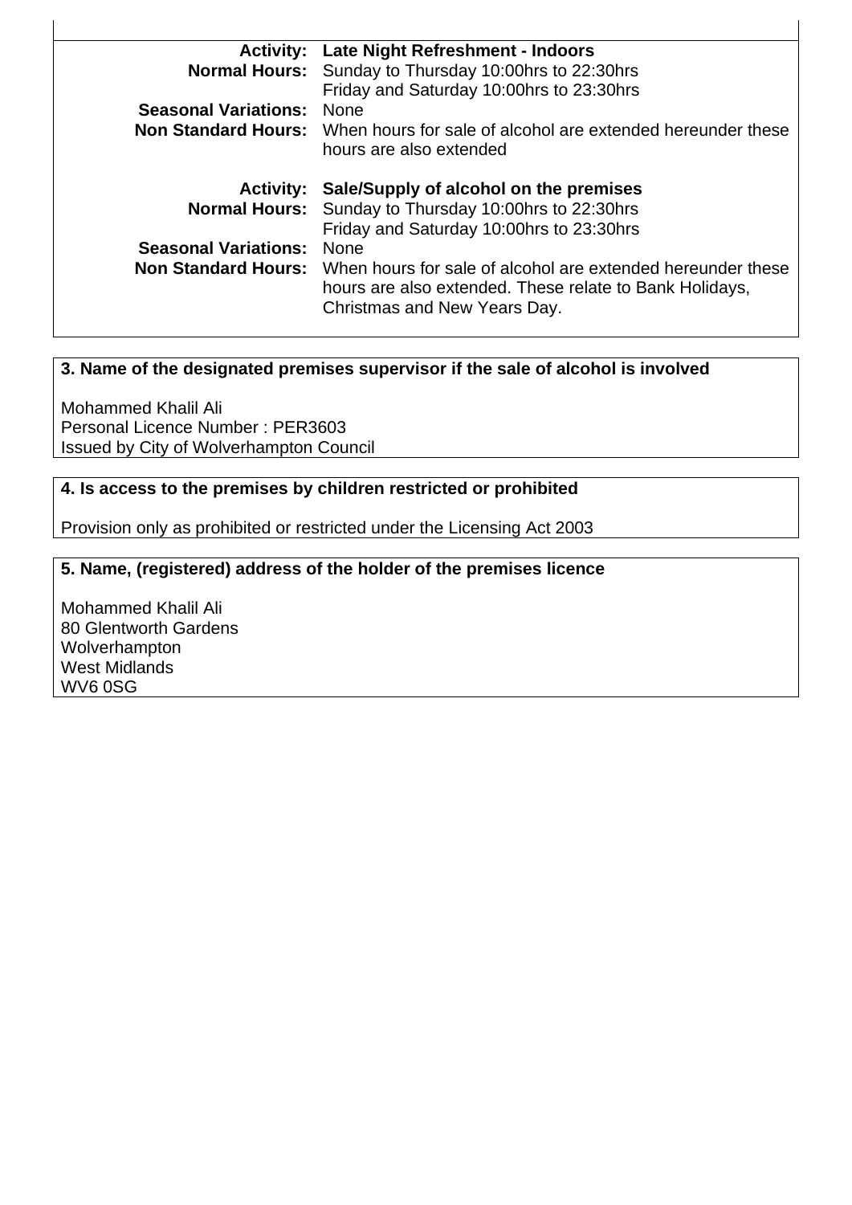**Activity:** **Late Night Refreshment - Indoors**
**Normal Hours:** Sunday to Thursday 10:00hrs to 22:30hrs
Friday and Saturday 10:00hrs to 23:30hrs
**Seasonal Variations:** None
**Non Standard Hours:** When hours for sale of alcohol are extended hereunder these hours are also extended

**Activity:** **Sale/Supply of alcohol on the premises**
**Normal Hours:** Sunday to Thursday 10:00hrs to 22:30hrs
Friday and Saturday 10:00hrs to 23:30hrs
**Seasonal Variations:** None
**Non Standard Hours:** When hours for sale of alcohol are extended hereunder these hours are also extended. These relate to Bank Holidays, Christmas and New Years Day.

### 3. Name of the designated premises supervisor if the sale of alcohol is involved

Mohammed Khalil Ali
Personal Licence Number : PER3603
Issued by City of Wolverhampton Council

### 4. Is access to the premises by children restricted or prohibited

Provision only as prohibited or restricted under the Licensing Act 2003

### 5. Name, (registered) address of the holder of the premises licence

Mohammed Khalil Ali
80 Glentworth Gardens
Wolverhampton
West Midlands
WV6 0SG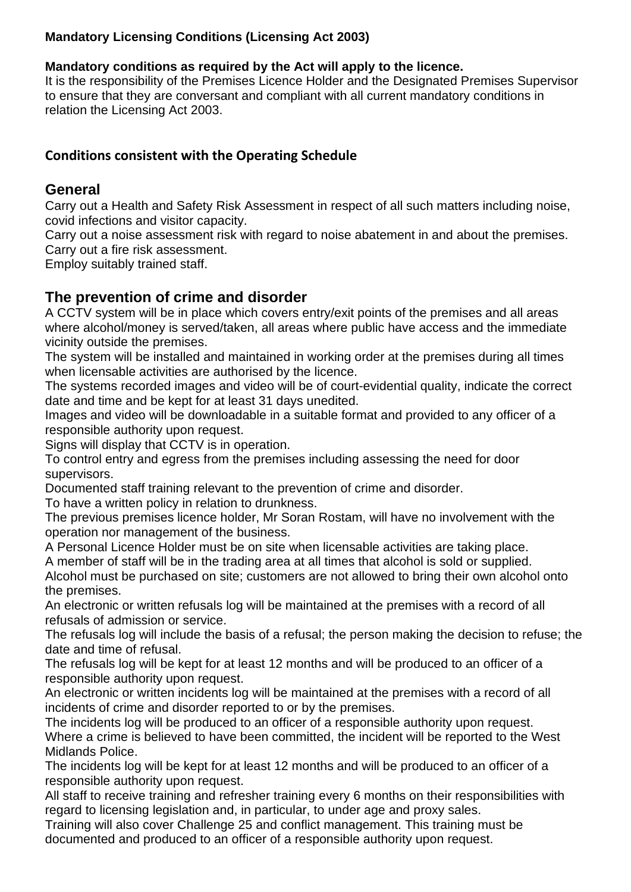**Mandatory Licensing Conditions (Licensing Act 2003)**

**Mandatory conditions as required by the Act will apply to the licence.**
It is the responsibility of the Premises Licence Holder and the Designated Premises Supervisor to ensure that they are conversant and compliant with all current mandatory conditions in relation the Licensing Act 2003.

**Conditions consistent with the Operating Schedule**

## General

Carry out a Health and Safety Risk Assessment in respect of all such matters including noise, covid infections and visitor capacity.
Carry out a noise assessment risk with regard to noise abatement in and about the premises.
Carry out a fire risk assessment.
Employ suitably trained staff.

## The prevention of crime and disorder

A CCTV system will be in place which covers entry/exit points of the premises and all areas where alcohol/money is served/taken, all areas where public have access and the immediate vicinity outside the premises.
The system will be installed and maintained in working order at the premises during all times when licensable activities are authorised by the licence.
The systems recorded images and video will be of court-evidential quality, indicate the correct date and time and be kept for at least 31 days unedited.
Images and video will be downloadable in a suitable format and provided to any officer of a responsible authority upon request.
Signs will display that CCTV is in operation.
To control entry and egress from the premises including assessing the need for door supervisors.
Documented staff training relevant to the prevention of crime and disorder.
To have a written policy in relation to drunkness.
The previous premises licence holder, Mr Soran Rostam, will have no involvement with the operation nor management of the business.
A Personal Licence Holder must be on site when licensable activities are taking place.
A member of staff will be in the trading area at all times that alcohol is sold or supplied.
Alcohol must be purchased on site; customers are not allowed to bring their own alcohol onto the premises.
An electronic or written refusals log will be maintained at the premises with a record of all refusals of admission or service.
The refusals log will include the basis of a refusal; the person making the decision to refuse; the date and time of refusal.
The refusals log will be kept for at least 12 months and will be produced to an officer of a responsible authority upon request.
An electronic or written incidents log will be maintained at the premises with a record of all incidents of crime and disorder reported to or by the premises.
The incidents log will be produced to an officer of a responsible authority upon request.
Where a crime is believed to have been committed, the incident will be reported to the West Midlands Police.
The incidents log will be kept for at least 12 months and will be produced to an officer of a responsible authority upon request.
All staff to receive training and refresher training every 6 months on their responsibilities with regard to licensing legislation and, in particular, to under age and proxy sales.
Training will also cover Challenge 25 and conflict management. This training must be documented and produced to an officer of a responsible authority upon request.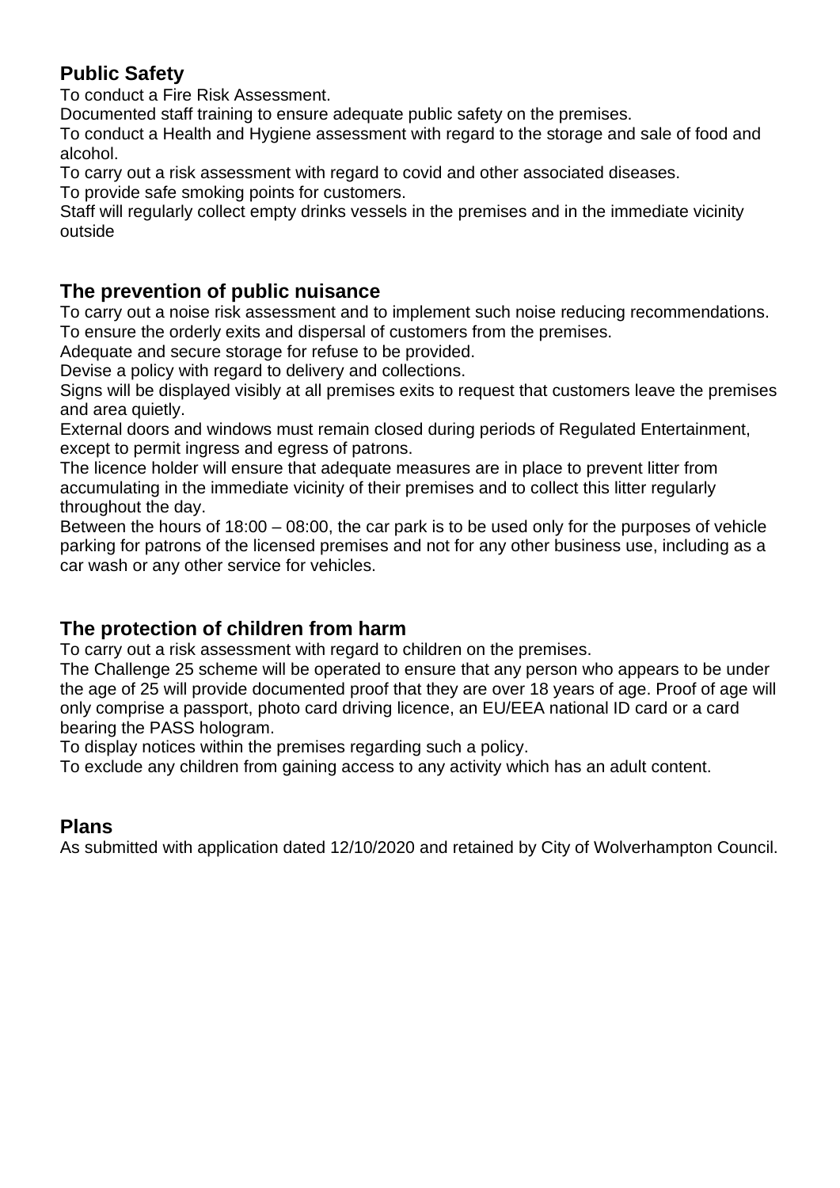## Public Safety

To conduct a Fire Risk Assessment.
Documented staff training to ensure adequate public safety on the premises.
To conduct a Health and Hygiene assessment with regard to the storage and sale of food and alcohol.
To carry out a risk assessment with regard to covid and other associated diseases.
To provide safe smoking points for customers.
Staff will regularly collect empty drinks vessels in the premises and in the immediate vicinity outside

## The prevention of public nuisance

To carry out a noise risk assessment and to implement such noise reducing recommendations.
To ensure the orderly exits and dispersal of customers from the premises.
Adequate and secure storage for refuse to be provided.
Devise a policy with regard to delivery and collections.
Signs will be displayed visibly at all premises exits to request that customers leave the premises and area quietly.
External doors and windows must remain closed during periods of Regulated Entertainment, except to permit ingress and egress of patrons.
The licence holder will ensure that adequate measures are in place to prevent litter from accumulating in the immediate vicinity of their premises and to collect this litter regularly throughout the day.
Between the hours of 18:00 – 08:00, the car park is to be used only for the purposes of vehicle parking for patrons of the licensed premises and not for any other business use, including as a car wash or any other service for vehicles.

## The protection of children from harm

To carry out a risk assessment with regard to children on the premises.
The Challenge 25 scheme will be operated to ensure that any person who appears to be under the age of 25 will provide documented proof that they are over 18 years of age. Proof of age will only comprise a passport, photo card driving licence, an EU/EEA national ID card or a card bearing the PASS hologram.
To display notices within the premises regarding such a policy.
To exclude any children from gaining access to any activity which has an adult content.

## Plans

As submitted with application dated 12/10/2020 and retained by City of Wolverhampton Council.